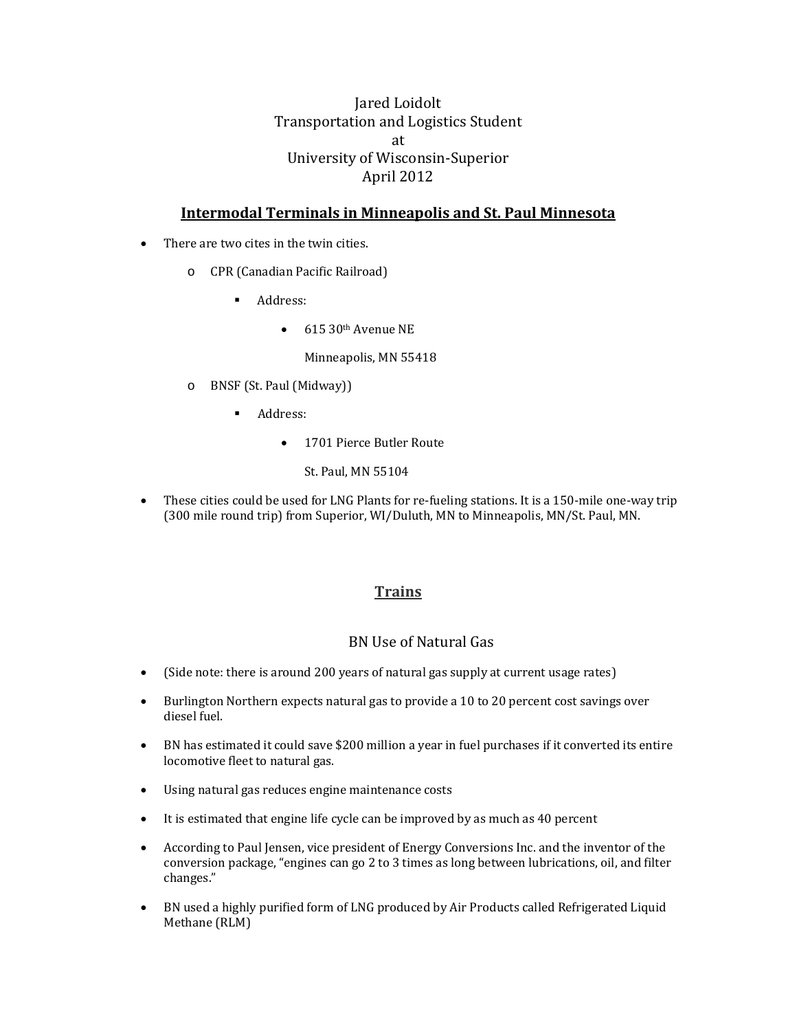Jared Loidolt
Transportation and Logistics Student
at
University of Wisconsin-Superior
April 2012

## Intermodal Terminals in Minneapolis and St. Paul Minnesota

- There are two cites in the twin cities.
  - CPR (Canadian Pacific Railroad)
    - Address:
      - 615 30th Avenue NE

        Minneapolis, MN 55418
  - BNSF (St. Paul (Midway))
    - Address:
      - 1701 Pierce Butler Route

        St. Paul, MN 55104
- These cities could be used for LNG Plants for re-fueling stations. It is a 150-mile one-way trip (300 mile round trip) from Superior, WI/Duluth, MN to Minneapolis, MN/St. Paul, MN.

## Trains

### BN Use of Natural Gas

- (Side note: there is around 200 years of natural gas supply at current usage rates)
- Burlington Northern expects natural gas to provide a 10 to 20 percent cost savings over diesel fuel.
- BN has estimated it could save $200 million a year in fuel purchases if it converted its entire locomotive fleet to natural gas.
- Using natural gas reduces engine maintenance costs
- It is estimated that engine life cycle can be improved by as much as 40 percent
- According to Paul Jensen, vice president of Energy Conversions Inc. and the inventor of the conversion package, "engines can go 2 to 3 times as long between lubrications, oil, and filter changes."
- BN used a highly purified form of LNG produced by Air Products called Refrigerated Liquid Methane (RLM)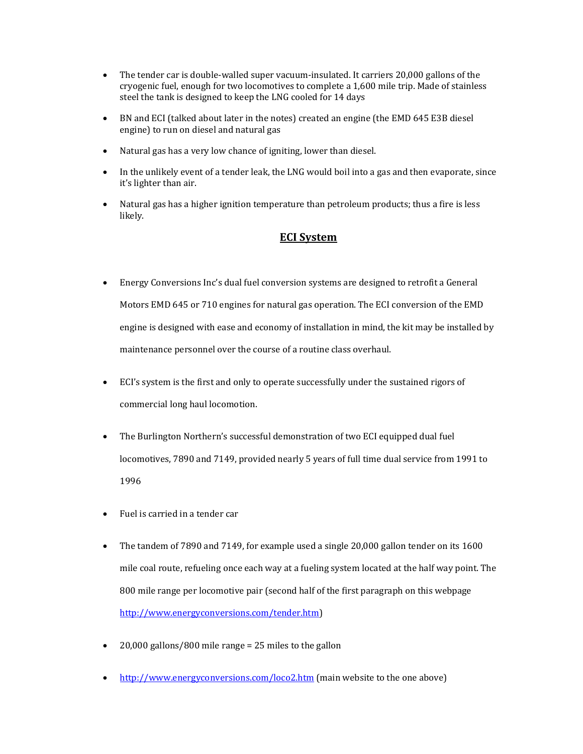- The tender car is double-walled super vacuum-insulated. It carriers 20,000 gallons of the cryogenic fuel, enough for two locomotives to complete a 1,600 mile trip. Made of stainless steel the tank is designed to keep the LNG cooled for 14 days

- BN and ECI (talked about later in the notes) created an engine (the EMD 645 E3B diesel engine) to run on diesel and natural gas

- Natural gas has a very low chance of igniting, lower than diesel.

- In the unlikely event of a tender leak, the LNG would boil into a gas and then evaporate, since it's lighter than air.

- Natural gas has a higher ignition temperature than petroleum products; thus a fire is less likely.

## ECI System

- Energy Conversions Inc's dual fuel conversion systems are designed to retrofit a General Motors EMD 645 or 710 engines for natural gas operation. The ECI conversion of the EMD engine is designed with ease and economy of installation in mind, the kit may be installed by maintenance personnel over the course of a routine class overhaul.

- ECI's system is the first and only to operate successfully under the sustained rigors of commercial long haul locomotion.

- The Burlington Northern's successful demonstration of two ECI equipped dual fuel locomotives, 7890 and 7149, provided nearly 5 years of full time dual service from 1991 to 1996

- Fuel is carried in a tender car

- The tandem of 7890 and 7149, for example used a single 20,000 gallon tender on its 1600 mile coal route, refueling once each way at a fueling system located at the half way point. The 800 mile range per locomotive pair (second half of the first paragraph on this webpage http://www.energyconversions.com/tender.htm)

- 20,000 gallons/800 mile range = 25 miles to the gallon

- http://www.energyconversions.com/loco2.htm (main website to the one above)